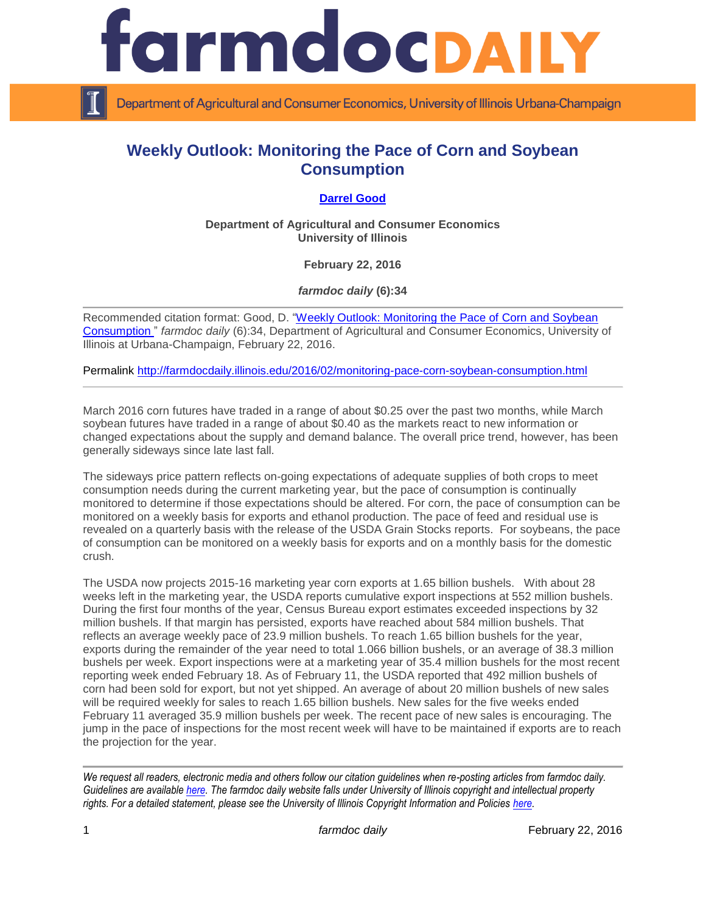# Weekly Outlook: Monitoring the Pace of Corn and Soybean Consumption

**Darrel Good**

**Department of Agricultural and Consumer Economics**
**University of Illinois**

**February 22, 2016**

***farmdoc daily* (6):34**

---

Recommended citation format: Good, D. "Weekly Outlook: Monitoring the Pace of Corn and Soybean Consumption" *farmdoc daily* (6):34, Department of Agricultural and Consumer Economics, University of Illinois at Urbana-Champaign, February 22, 2016.

Permalink http://farmdocdaily.illinois.edu/2016/02/monitoring-pace-corn-soybean-consumption.html

---

March 2016 corn futures have traded in a range of about $0.25 over the past two months, while March soybean futures have traded in a range of about $0.40 as the markets react to new information or changed expectations about the supply and demand balance. The overall price trend, however, has been generally sideways since late last fall.

The sideways price pattern reflects on-going expectations of adequate supplies of both crops to meet consumption needs during the current marketing year, but the pace of consumption is continually monitored to determine if those expectations should be altered. For corn, the pace of consumption can be monitored on a weekly basis for exports and ethanol production. The pace of feed and residual use is revealed on a quarterly basis with the release of the USDA Grain Stocks reports. For soybeans, the pace of consumption can be monitored on a weekly basis for exports and on a monthly basis for the domestic crush.

The USDA now projects 2015-16 marketing year corn exports at 1.65 billion bushels. With about 28 weeks left in the marketing year, the USDA reports cumulative export inspections at 552 million bushels. During the first four months of the year, Census Bureau export estimates exceeded inspections by 32 million bushels. If that margin has persisted, exports have reached about 584 million bushels. That reflects an average weekly pace of 23.9 million bushels. To reach 1.65 billion bushels for the year, exports during the remainder of the year need to total 1.066 billion bushels, or an average of 38.3 million bushels per week. Export inspections were at a marketing year of 35.4 million bushels for the most recent reporting week ended February 18. As of February 11, the USDA reported that 492 million bushels of corn had been sold for export, but not yet shipped. An average of about 20 million bushels of new sales will be required weekly for sales to reach 1.65 billion bushels. New sales for the five weeks ended February 11 averaged 35.9 million bushels per week. The recent pace of new sales is encouraging. The jump in the pace of inspections for the most recent week will have to be maintained if exports are to reach the projection for the year.

---

*We request all readers, electronic media and others follow our citation guidelines when re-posting articles from farmdoc daily. Guidelines are available here. The farmdoc daily website falls under University of Illinois copyright and intellectual property rights. For a detailed statement, please see the University of Illinois Copyright Information and Policies here.*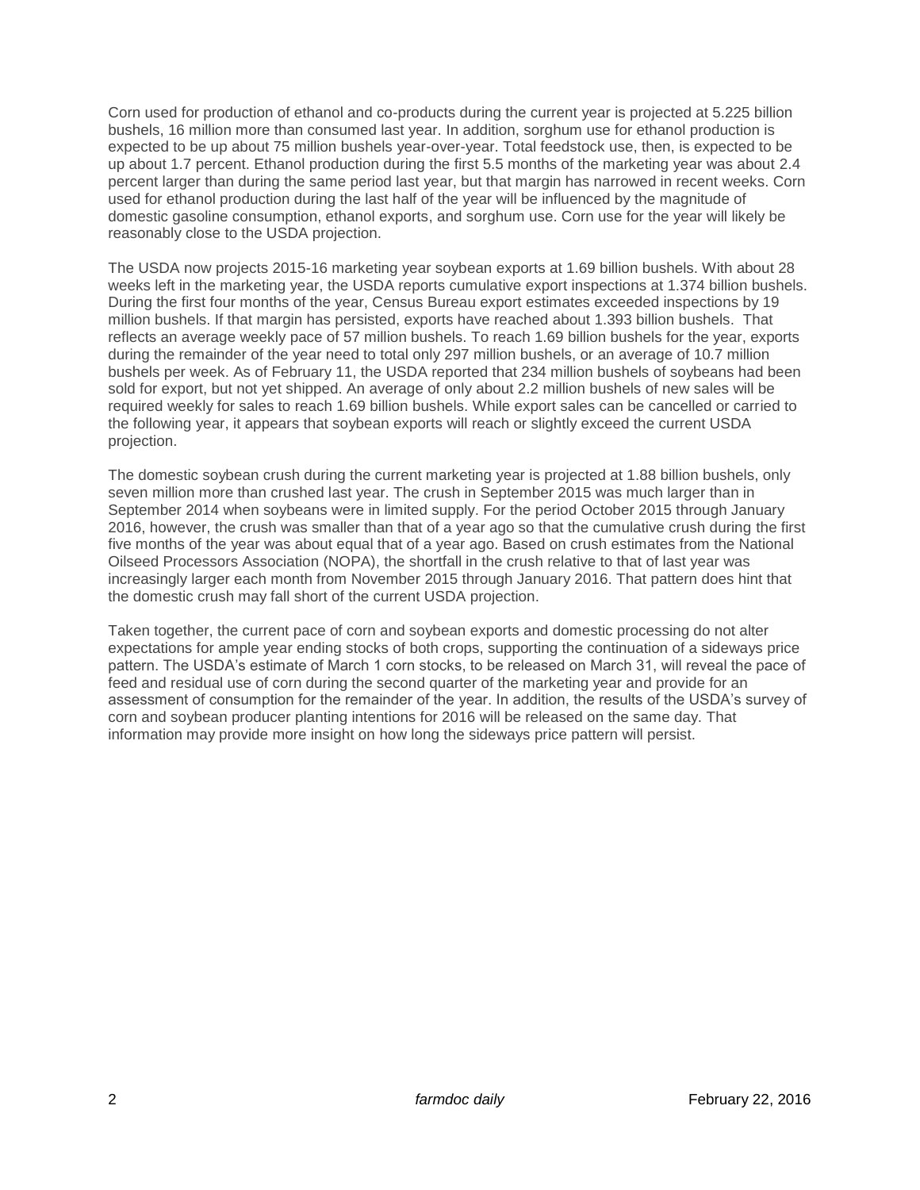Corn used for production of ethanol and co-products during the current year is projected at 5.225 billion bushels, 16 million more than consumed last year. In addition, sorghum use for ethanol production is expected to be up about 75 million bushels year-over-year. Total feedstock use, then, is expected to be up about 1.7 percent. Ethanol production during the first 5.5 months of the marketing year was about 2.4 percent larger than during the same period last year, but that margin has narrowed in recent weeks. Corn used for ethanol production during the last half of the year will be influenced by the magnitude of domestic gasoline consumption, ethanol exports, and sorghum use. Corn use for the year will likely be reasonably close to the USDA projection.

The USDA now projects 2015-16 marketing year soybean exports at 1.69 billion bushels. With about 28 weeks left in the marketing year, the USDA reports cumulative export inspections at 1.374 billion bushels. During the first four months of the year, Census Bureau export estimates exceeded inspections by 19 million bushels. If that margin has persisted, exports have reached about 1.393 billion bushels. That reflects an average weekly pace of 57 million bushels. To reach 1.69 billion bushels for the year, exports during the remainder of the year need to total only 297 million bushels, or an average of 10.7 million bushels per week. As of February 11, the USDA reported that 234 million bushels of soybeans had been sold for export, but not yet shipped. An average of only about 2.2 million bushels of new sales will be required weekly for sales to reach 1.69 billion bushels. While export sales can be cancelled or carried to the following year, it appears that soybean exports will reach or slightly exceed the current USDA projection.

The domestic soybean crush during the current marketing year is projected at 1.88 billion bushels, only seven million more than crushed last year. The crush in September 2015 was much larger than in September 2014 when soybeans were in limited supply. For the period October 2015 through January 2016, however, the crush was smaller than that of a year ago so that the cumulative crush during the first five months of the year was about equal that of a year ago. Based on crush estimates from the National Oilseed Processors Association (NOPA), the shortfall in the crush relative to that of last year was increasingly larger each month from November 2015 through January 2016. That pattern does hint that the domestic crush may fall short of the current USDA projection.

Taken together, the current pace of corn and soybean exports and domestic processing do not alter expectations for ample year ending stocks of both crops, supporting the continuation of a sideways price pattern. The USDA's estimate of March 1 corn stocks, to be released on March 31, will reveal the pace of feed and residual use of corn during the second quarter of the marketing year and provide for an assessment of consumption for the remainder of the year. In addition, the results of the USDA's survey of corn and soybean producer planting intentions for 2016 will be released on the same day. That information may provide more insight on how long the sideways price pattern will persist.